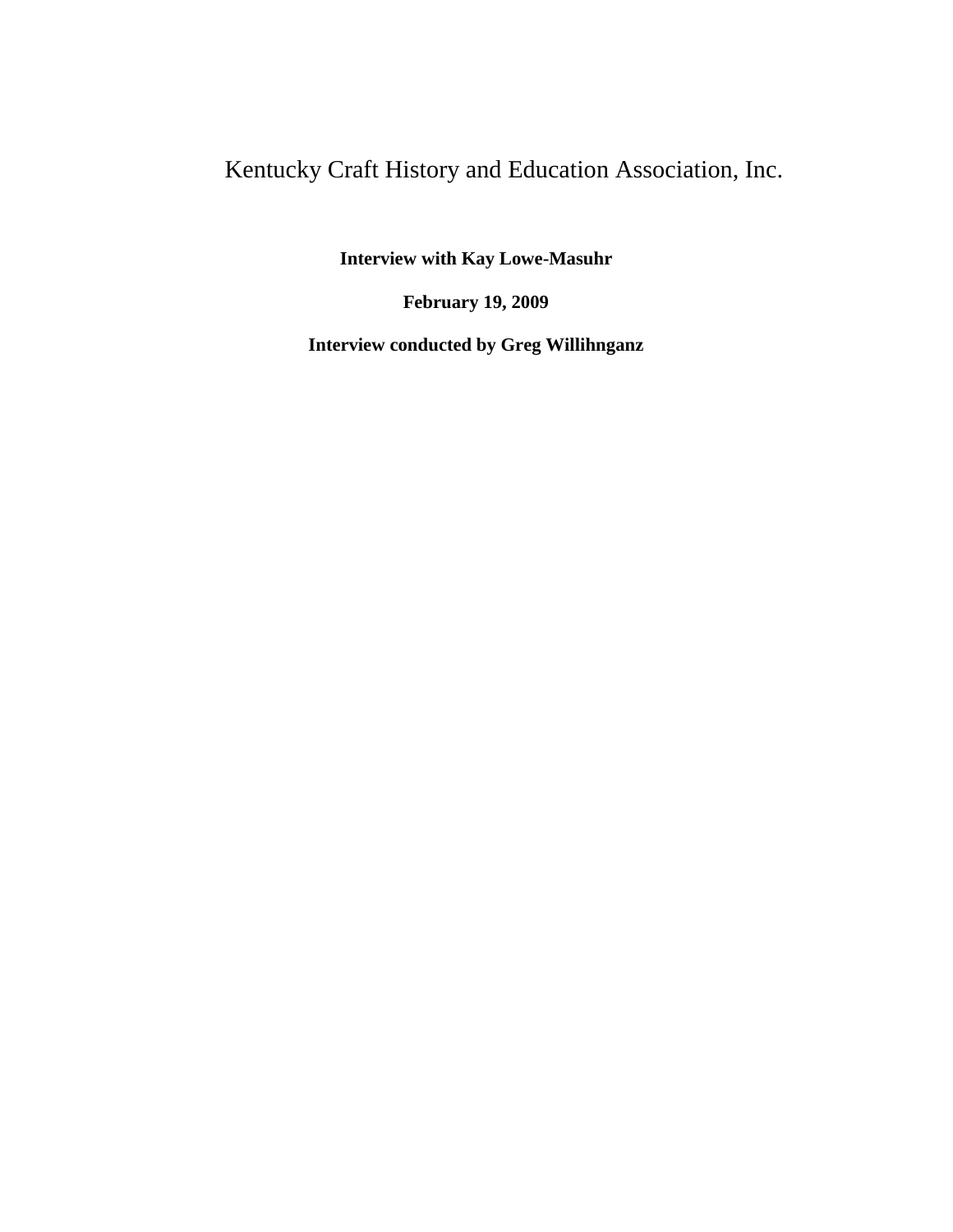# Kentucky Craft History and Education Association, Inc.

**Interview with Kay Lowe-Masuhr**

**February 19, 2009**

**Interview conducted by Greg Willihnganz**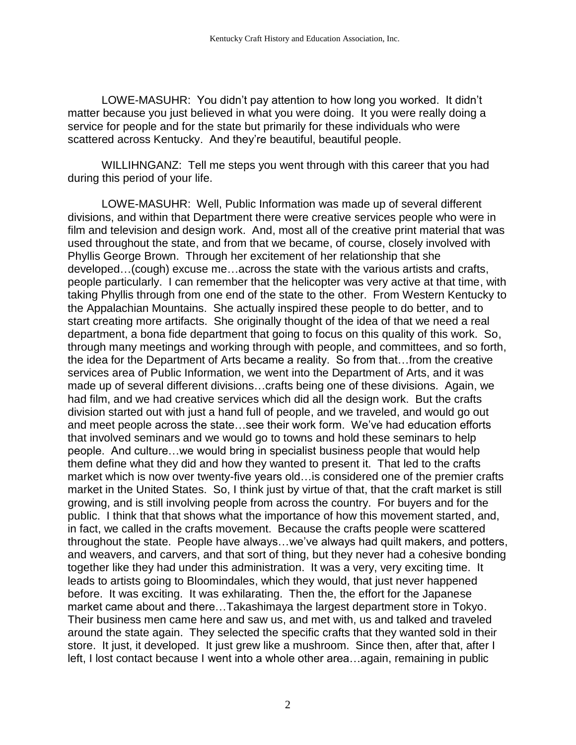LOWE-MASUHR: You didn't pay attention to how long you worked. It didn't matter because you just believed in what you were doing. It you were really doing a service for people and for the state but primarily for these individuals who were scattered across Kentucky. And they're beautiful, beautiful people.

WILLIHNGANZ: Tell me steps you went through with this career that you had during this period of your life.

LOWE-MASUHR: Well, Public Information was made up of several different divisions, and within that Department there were creative services people who were in film and television and design work. And, most all of the creative print material that was used throughout the state, and from that we became, of course, closely involved with Phyllis George Brown. Through her excitement of her relationship that she developed…(cough) excuse me…across the state with the various artists and crafts, people particularly. I can remember that the helicopter was very active at that time, with taking Phyllis through from one end of the state to the other. From Western Kentucky to the Appalachian Mountains. She actually inspired these people to do better, and to start creating more artifacts. She originally thought of the idea of that we need a real department, a bona fide department that going to focus on this quality of this work. So, through many meetings and working through with people, and committees, and so forth, the idea for the Department of Arts became a reality. So from that…from the creative services area of Public Information, we went into the Department of Arts, and it was made up of several different divisions…crafts being one of these divisions. Again, we had film, and we had creative services which did all the design work. But the crafts division started out with just a hand full of people, and we traveled, and would go out and meet people across the state…see their work form. We've had education efforts that involved seminars and we would go to towns and hold these seminars to help people. And culture…we would bring in specialist business people that would help them define what they did and how they wanted to present it. That led to the crafts market which is now over twenty-five years old…is considered one of the premier crafts market in the United States. So, I think just by virtue of that, that the craft market is still growing, and is still involving people from across the country. For buyers and for the public. I think that that shows what the importance of how this movement started, and, in fact, we called in the crafts movement. Because the crafts people were scattered throughout the state. People have always…we've always had quilt makers, and potters, and weavers, and carvers, and that sort of thing, but they never had a cohesive bonding together like they had under this administration. It was a very, very exciting time. It leads to artists going to Bloomindales, which they would, that just never happened before. It was exciting. It was exhilarating. Then the, the effort for the Japanese market came about and there…Takashimaya the largest department store in Tokyo. Their business men came here and saw us, and met with, us and talked and traveled around the state again. They selected the specific crafts that they wanted sold in their store. It just, it developed. It just grew like a mushroom. Since then, after that, after I left, I lost contact because I went into a whole other area…again, remaining in public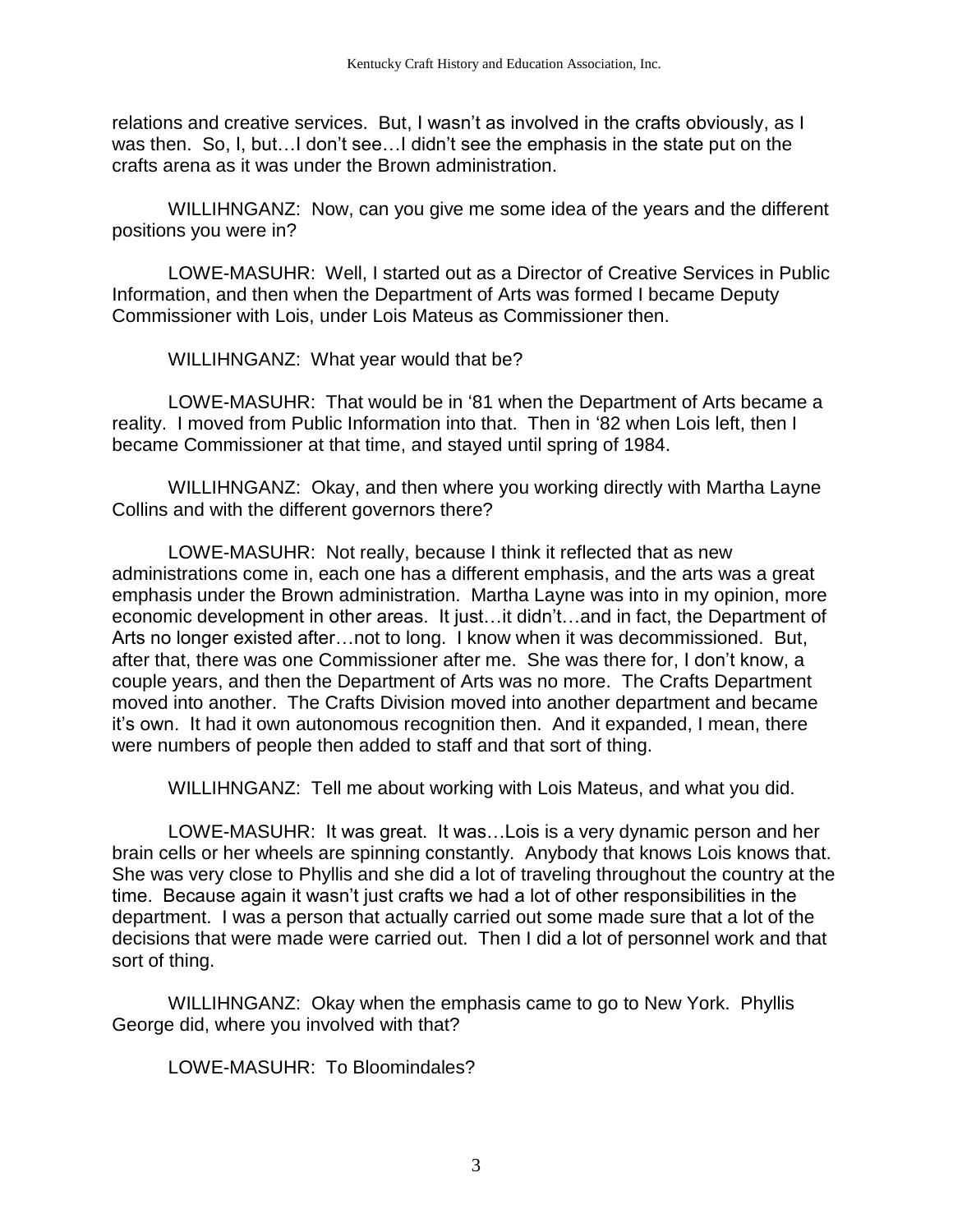relations and creative services. But, I wasn't as involved in the crafts obviously, as I was then. So, I, but…I don't see…I didn't see the emphasis in the state put on the crafts arena as it was under the Brown administration.

WILLIHNGANZ: Now, can you give me some idea of the years and the different positions you were in?

LOWE-MASUHR: Well, I started out as a Director of Creative Services in Public Information, and then when the Department of Arts was formed I became Deputy Commissioner with Lois, under Lois Mateus as Commissioner then.

WILLIHNGANZ: What year would that be?

LOWE-MASUHR: That would be in '81 when the Department of Arts became a reality. I moved from Public Information into that. Then in '82 when Lois left, then I became Commissioner at that time, and stayed until spring of 1984.

WILLIHNGANZ: Okay, and then where you working directly with Martha Layne Collins and with the different governors there?

LOWE-MASUHR: Not really, because I think it reflected that as new administrations come in, each one has a different emphasis, and the arts was a great emphasis under the Brown administration. Martha Layne was into in my opinion, more economic development in other areas. It just…it didn't…and in fact, the Department of Arts no longer existed after…not to long. I know when it was decommissioned. But, after that, there was one Commissioner after me. She was there for, I don't know, a couple years, and then the Department of Arts was no more. The Crafts Department moved into another. The Crafts Division moved into another department and became it's own. It had it own autonomous recognition then. And it expanded, I mean, there were numbers of people then added to staff and that sort of thing.

WILLIHNGANZ: Tell me about working with Lois Mateus, and what you did.

LOWE-MASUHR: It was great. It was…Lois is a very dynamic person and her brain cells or her wheels are spinning constantly. Anybody that knows Lois knows that. She was very close to Phyllis and she did a lot of traveling throughout the country at the time. Because again it wasn't just crafts we had a lot of other responsibilities in the department. I was a person that actually carried out some made sure that a lot of the decisions that were made were carried out. Then I did a lot of personnel work and that sort of thing.

WILLIHNGANZ: Okay when the emphasis came to go to New York. Phyllis George did, where you involved with that?

LOWE-MASUHR: To Bloomindales?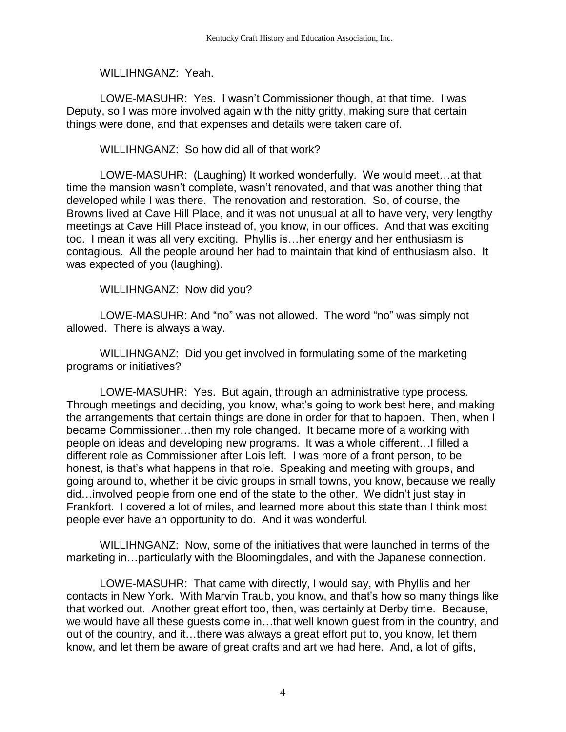WILLIHNGANZ: Yeah.

LOWE-MASUHR: Yes. I wasn't Commissioner though, at that time. I was Deputy, so I was more involved again with the nitty gritty, making sure that certain things were done, and that expenses and details were taken care of.

WILLIHNGANZ: So how did all of that work?

LOWE-MASUHR: (Laughing) It worked wonderfully. We would meet…at that time the mansion wasn't complete, wasn't renovated, and that was another thing that developed while I was there. The renovation and restoration. So, of course, the Browns lived at Cave Hill Place, and it was not unusual at all to have very, very lengthy meetings at Cave Hill Place instead of, you know, in our offices. And that was exciting too. I mean it was all very exciting. Phyllis is…her energy and her enthusiasm is contagious. All the people around her had to maintain that kind of enthusiasm also. It was expected of you (laughing).

WILLIHNGANZ: Now did you?

LOWE-MASUHR: And "no" was not allowed. The word "no" was simply not allowed. There is always a way.

WILLIHNGANZ: Did you get involved in formulating some of the marketing programs or initiatives?

LOWE-MASUHR: Yes. But again, through an administrative type process. Through meetings and deciding, you know, what's going to work best here, and making the arrangements that certain things are done in order for that to happen. Then, when I became Commissioner…then my role changed. It became more of a working with people on ideas and developing new programs. It was a whole different…I filled a different role as Commissioner after Lois left. I was more of a front person, to be honest, is that's what happens in that role. Speaking and meeting with groups, and going around to, whether it be civic groups in small towns, you know, because we really did…involved people from one end of the state to the other. We didn't just stay in Frankfort. I covered a lot of miles, and learned more about this state than I think most people ever have an opportunity to do. And it was wonderful.

WILLIHNGANZ: Now, some of the initiatives that were launched in terms of the marketing in…particularly with the Bloomingdales, and with the Japanese connection.

LOWE-MASUHR: That came with directly, I would say, with Phyllis and her contacts in New York. With Marvin Traub, you know, and that's how so many things like that worked out. Another great effort too, then, was certainly at Derby time. Because, we would have all these guests come in…that well known guest from in the country, and out of the country, and it…there was always a great effort put to, you know, let them know, and let them be aware of great crafts and art we had here. And, a lot of gifts,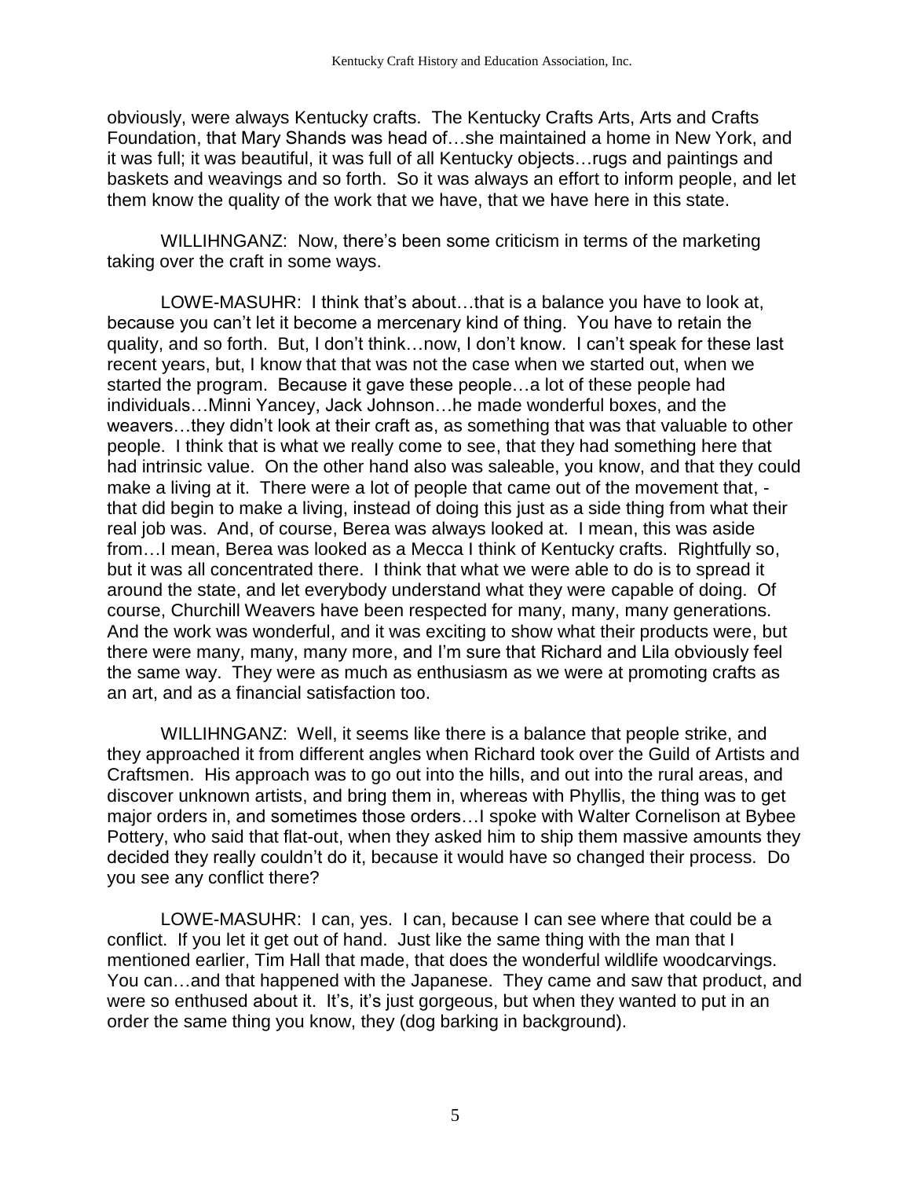obviously, were always Kentucky crafts. The Kentucky Crafts Arts, Arts and Crafts Foundation, that Mary Shands was head of…she maintained a home in New York, and it was full; it was beautiful, it was full of all Kentucky objects…rugs and paintings and baskets and weavings and so forth. So it was always an effort to inform people, and let them know the quality of the work that we have, that we have here in this state.

WILLIHNGANZ: Now, there's been some criticism in terms of the marketing taking over the craft in some ways.

LOWE-MASUHR: I think that's about…that is a balance you have to look at, because you can't let it become a mercenary kind of thing. You have to retain the quality, and so forth. But, I don't think…now, I don't know. I can't speak for these last recent years, but, I know that that was not the case when we started out, when we started the program. Because it gave these people…a lot of these people had individuals…Minni Yancey, Jack Johnson…he made wonderful boxes, and the weavers…they didn't look at their craft as, as something that was that valuable to other people. I think that is what we really come to see, that they had something here that had intrinsic value. On the other hand also was saleable, you know, and that they could make a living at it. There were a lot of people that came out of the movement that, -that did begin to make a living, instead of doing this just as a side thing from what their real job was. And, of course, Berea was always looked at. I mean, this was aside from…I mean, Berea was looked as a Mecca I think of Kentucky crafts. Rightfully so, but it was all concentrated there. I think that what we were able to do is to spread it around the state, and let everybody understand what they were capable of doing. Of course, Churchill Weavers have been respected for many, many, many generations. And the work was wonderful, and it was exciting to show what their products were, but there were many, many, many more, and I'm sure that Richard and Lila obviously feel the same way. They were as much as enthusiasm as we were at promoting crafts as an art, and as a financial satisfaction too.

WILLIHNGANZ: Well, it seems like there is a balance that people strike, and they approached it from different angles when Richard took over the Guild of Artists and Craftsmen. His approach was to go out into the hills, and out into the rural areas, and discover unknown artists, and bring them in, whereas with Phyllis, the thing was to get major orders in, and sometimes those orders…I spoke with Walter Cornelison at Bybee Pottery, who said that flat-out, when they asked him to ship them massive amounts they decided they really couldn't do it, because it would have so changed their process. Do you see any conflict there?

LOWE-MASUHR: I can, yes. I can, because I can see where that could be a conflict. If you let it get out of hand. Just like the same thing with the man that I mentioned earlier, Tim Hall that made, that does the wonderful wildlife woodcarvings. You can…and that happened with the Japanese. They came and saw that product, and were so enthused about it. It's, it's just gorgeous, but when they wanted to put in an order the same thing you know, they (dog barking in background).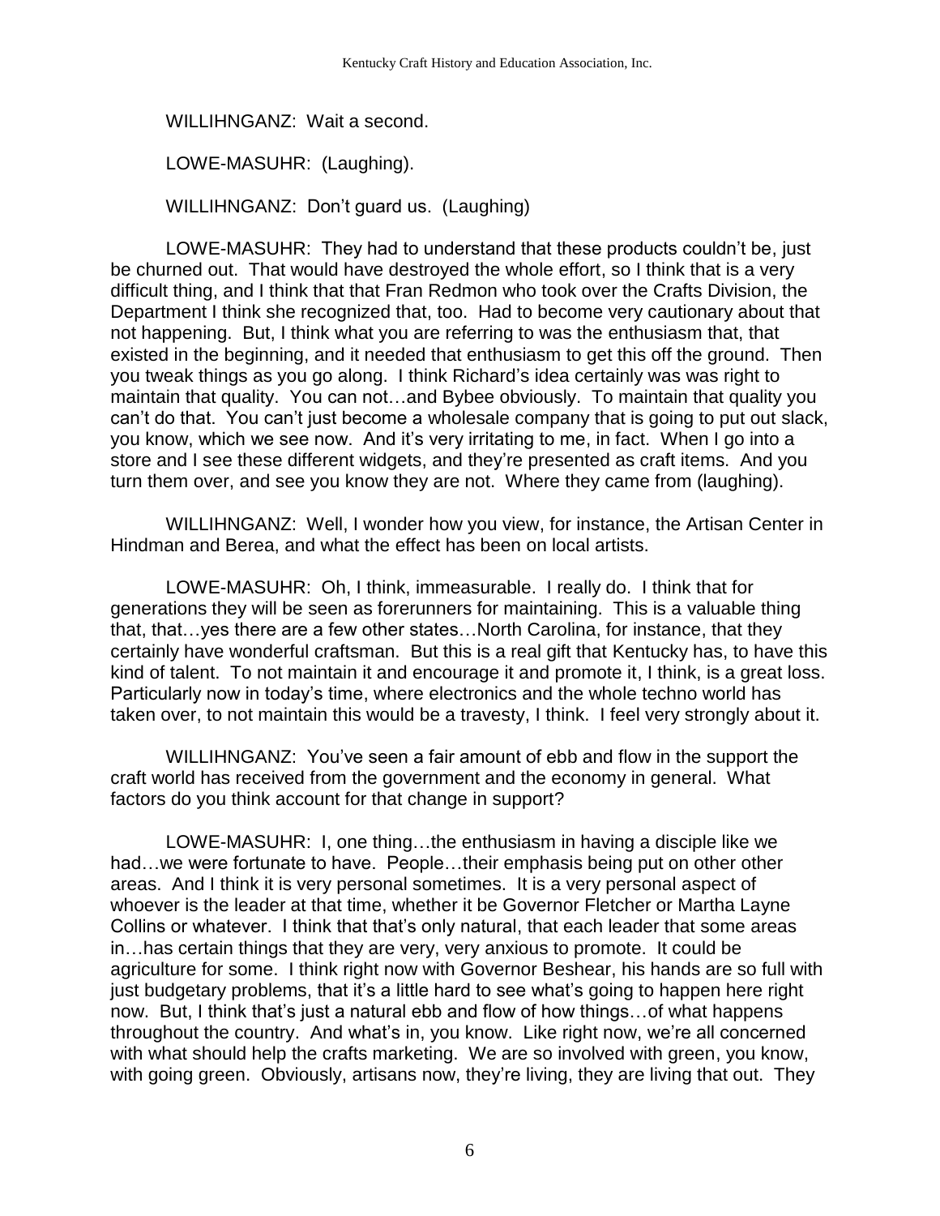WILLIHNGANZ: Wait a second.

LOWE-MASUHR: (Laughing).

WILLIHNGANZ: Don't guard us. (Laughing)

LOWE-MASUHR: They had to understand that these products couldn't be, just be churned out. That would have destroyed the whole effort, so I think that is a very difficult thing, and I think that that Fran Redmon who took over the Crafts Division, the Department I think she recognized that, too. Had to become very cautionary about that not happening. But, I think what you are referring to was the enthusiasm that, that existed in the beginning, and it needed that enthusiasm to get this off the ground. Then you tweak things as you go along. I think Richard's idea certainly was was right to maintain that quality. You can not…and Bybee obviously. To maintain that quality you can't do that. You can't just become a wholesale company that is going to put out slack, you know, which we see now. And it's very irritating to me, in fact. When I go into a store and I see these different widgets, and they're presented as craft items. And you turn them over, and see you know they are not. Where they came from (laughing).

WILLIHNGANZ: Well, I wonder how you view, for instance, the Artisan Center in Hindman and Berea, and what the effect has been on local artists.

LOWE-MASUHR: Oh, I think, immeasurable. I really do. I think that for generations they will be seen as forerunners for maintaining. This is a valuable thing that, that…yes there are a few other states…North Carolina, for instance, that they certainly have wonderful craftsman. But this is a real gift that Kentucky has, to have this kind of talent. To not maintain it and encourage it and promote it, I think, is a great loss. Particularly now in today's time, where electronics and the whole techno world has taken over, to not maintain this would be a travesty, I think. I feel very strongly about it.

WILLIHNGANZ: You've seen a fair amount of ebb and flow in the support the craft world has received from the government and the economy in general. What factors do you think account for that change in support?

LOWE-MASUHR: I, one thing…the enthusiasm in having a disciple like we had…we were fortunate to have. People…their emphasis being put on other other areas. And I think it is very personal sometimes. It is a very personal aspect of whoever is the leader at that time, whether it be Governor Fletcher or Martha Layne Collins or whatever. I think that that's only natural, that each leader that some areas in…has certain things that they are very, very anxious to promote. It could be agriculture for some. I think right now with Governor Beshear, his hands are so full with just budgetary problems, that it's a little hard to see what's going to happen here right now. But, I think that's just a natural ebb and flow of how things…of what happens throughout the country. And what's in, you know. Like right now, we're all concerned with what should help the crafts marketing. We are so involved with green, you know, with going green. Obviously, artisans now, they're living, they are living that out. They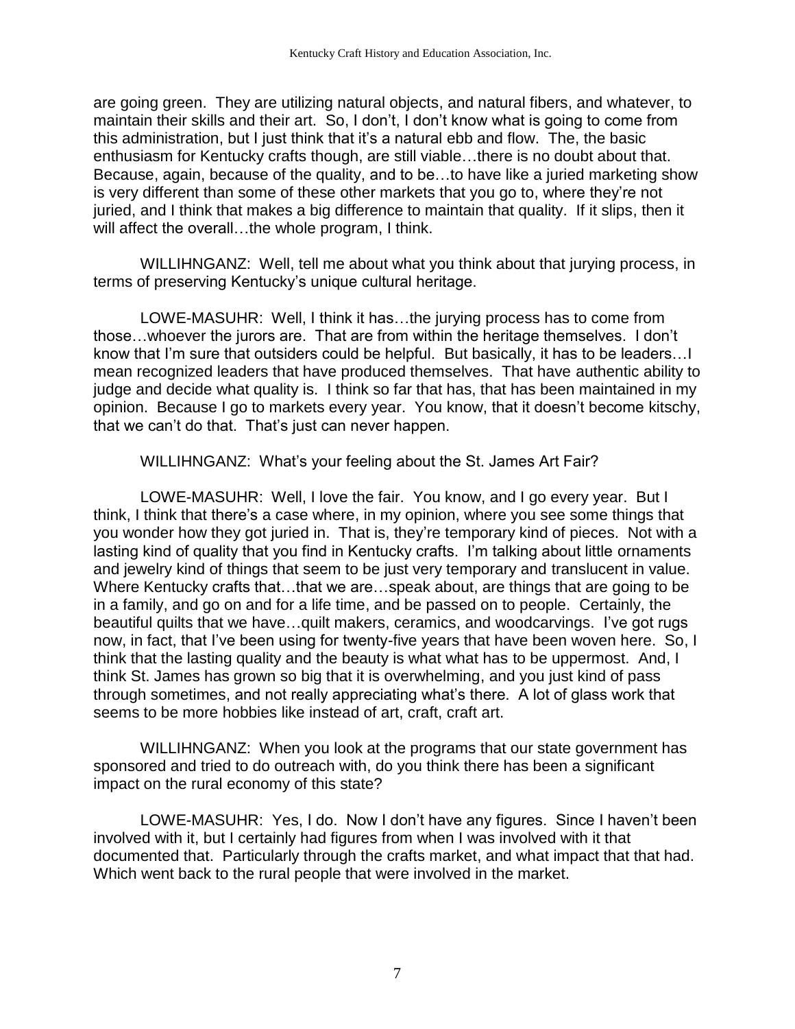are going green. They are utilizing natural objects, and natural fibers, and whatever, to maintain their skills and their art. So, I don't, I don't know what is going to come from this administration, but I just think that it's a natural ebb and flow. The, the basic enthusiasm for Kentucky crafts though, are still viable…there is no doubt about that. Because, again, because of the quality, and to be…to have like a juried marketing show is very different than some of these other markets that you go to, where they're not juried, and I think that makes a big difference to maintain that quality. If it slips, then it will affect the overall…the whole program, I think.

WILLIHNGANZ: Well, tell me about what you think about that jurying process, in terms of preserving Kentucky's unique cultural heritage.

LOWE-MASUHR: Well, I think it has…the jurying process has to come from those…whoever the jurors are. That are from within the heritage themselves. I don't know that I'm sure that outsiders could be helpful. But basically, it has to be leaders…I mean recognized leaders that have produced themselves. That have authentic ability to judge and decide what quality is. I think so far that has, that has been maintained in my opinion. Because I go to markets every year. You know, that it doesn't become kitschy, that we can't do that. That's just can never happen.

WILLIHNGANZ: What's your feeling about the St. James Art Fair?

LOWE-MASUHR: Well, I love the fair. You know, and I go every year. But I think, I think that there's a case where, in my opinion, where you see some things that you wonder how they got juried in. That is, they're temporary kind of pieces. Not with a lasting kind of quality that you find in Kentucky crafts. I'm talking about little ornaments and jewelry kind of things that seem to be just very temporary and translucent in value. Where Kentucky crafts that…that we are…speak about, are things that are going to be in a family, and go on and for a life time, and be passed on to people. Certainly, the beautiful quilts that we have…quilt makers, ceramics, and woodcarvings. I've got rugs now, in fact, that I've been using for twenty-five years that have been woven here. So, I think that the lasting quality and the beauty is what what has to be uppermost. And, I think St. James has grown so big that it is overwhelming, and you just kind of pass through sometimes, and not really appreciating what's there. A lot of glass work that seems to be more hobbies like instead of art, craft, craft art.

WILLIHNGANZ: When you look at the programs that our state government has sponsored and tried to do outreach with, do you think there has been a significant impact on the rural economy of this state?

LOWE-MASUHR: Yes, I do. Now I don't have any figures. Since I haven't been involved with it, but I certainly had figures from when I was involved with it that documented that. Particularly through the crafts market, and what impact that that had. Which went back to the rural people that were involved in the market.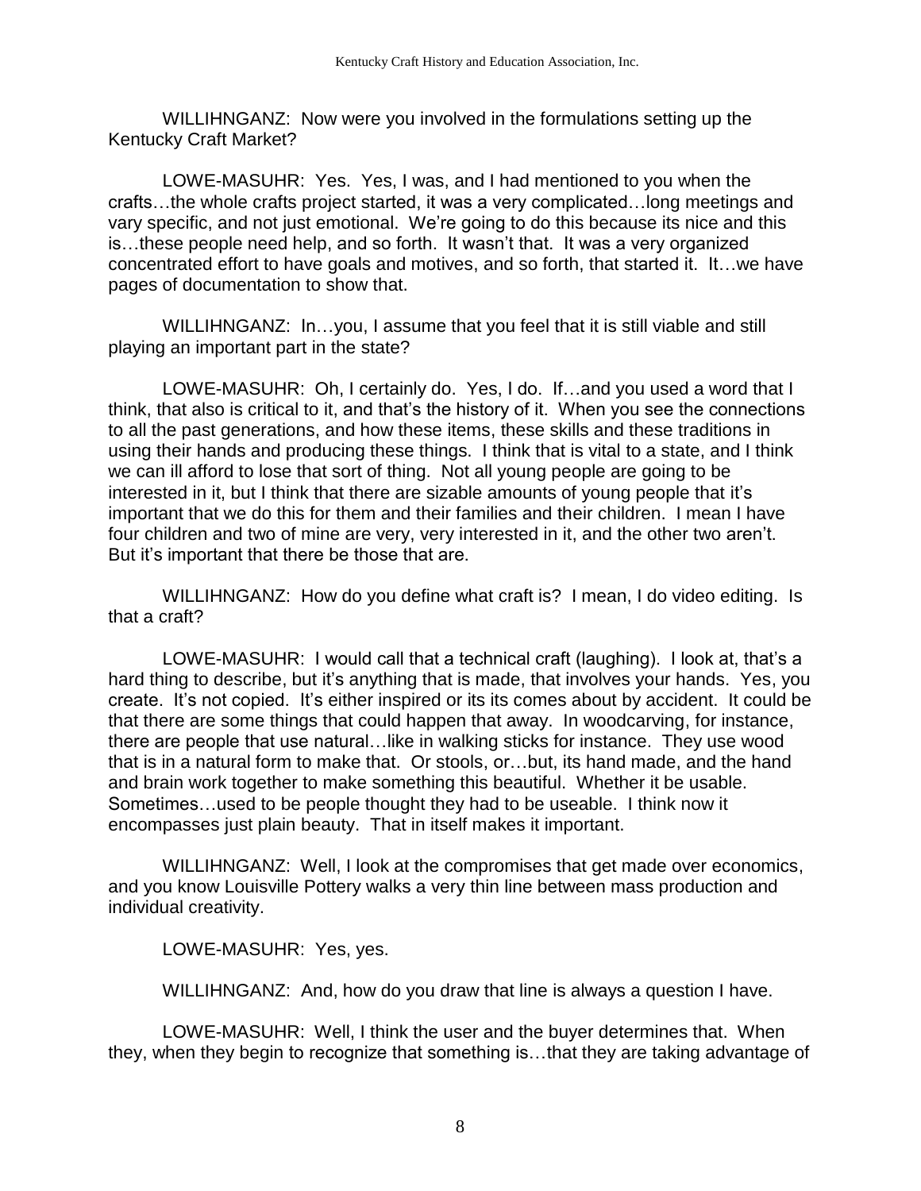WILLIHNGANZ: Now were you involved in the formulations setting up the Kentucky Craft Market?

LOWE-MASUHR: Yes. Yes, I was, and I had mentioned to you when the crafts…the whole crafts project started, it was a very complicated…long meetings and vary specific, and not just emotional. We're going to do this because its nice and this is…these people need help, and so forth. It wasn't that. It was a very organized concentrated effort to have goals and motives, and so forth, that started it. It…we have pages of documentation to show that.

WILLIHNGANZ: In…you, I assume that you feel that it is still viable and still playing an important part in the state?

LOWE-MASUHR: Oh, I certainly do. Yes, I do. If…and you used a word that I think, that also is critical to it, and that's the history of it. When you see the connections to all the past generations, and how these items, these skills and these traditions in using their hands and producing these things. I think that is vital to a state, and I think we can ill afford to lose that sort of thing. Not all young people are going to be interested in it, but I think that there are sizable amounts of young people that it's important that we do this for them and their families and their children. I mean I have four children and two of mine are very, very interested in it, and the other two aren't. But it's important that there be those that are.

WILLIHNGANZ: How do you define what craft is? I mean, I do video editing. Is that a craft?

LOWE-MASUHR: I would call that a technical craft (laughing). I look at, that's a hard thing to describe, but it's anything that is made, that involves your hands. Yes, you create. It's not copied. It's either inspired or its its comes about by accident. It could be that there are some things that could happen that away. In woodcarving, for instance, there are people that use natural…like in walking sticks for instance. They use wood that is in a natural form to make that. Or stools, or…but, its hand made, and the hand and brain work together to make something this beautiful. Whether it be usable. Sometimes…used to be people thought they had to be useable. I think now it encompasses just plain beauty. That in itself makes it important.

WILLIHNGANZ: Well, I look at the compromises that get made over economics, and you know Louisville Pottery walks a very thin line between mass production and individual creativity.

LOWE-MASUHR: Yes, yes.

WILLIHNGANZ: And, how do you draw that line is always a question I have.

LOWE-MASUHR: Well, I think the user and the buyer determines that. When they, when they begin to recognize that something is…that they are taking advantage of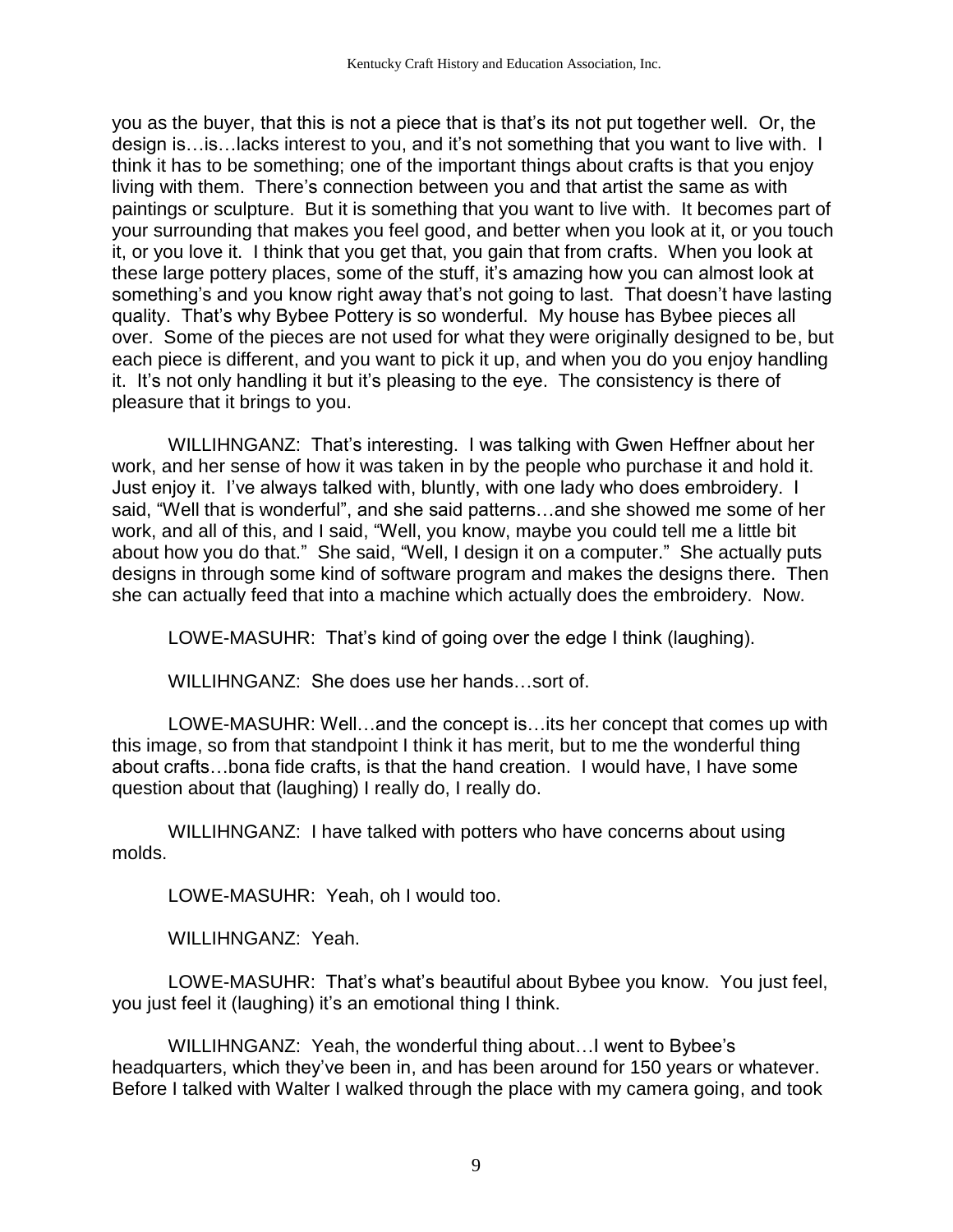you as the buyer, that this is not a piece that is that's its not put together well. Or, the design is…is…lacks interest to you, and it's not something that you want to live with. I think it has to be something; one of the important things about crafts is that you enjoy living with them. There's connection between you and that artist the same as with paintings or sculpture. But it is something that you want to live with. It becomes part of your surrounding that makes you feel good, and better when you look at it, or you touch it, or you love it. I think that you get that, you gain that from crafts. When you look at these large pottery places, some of the stuff, it's amazing how you can almost look at something's and you know right away that's not going to last. That doesn't have lasting quality. That's why Bybee Pottery is so wonderful. My house has Bybee pieces all over. Some of the pieces are not used for what they were originally designed to be, but each piece is different, and you want to pick it up, and when you do you enjoy handling it. It's not only handling it but it's pleasing to the eye. The consistency is there of pleasure that it brings to you.

WILLIHNGANZ: That's interesting. I was talking with Gwen Heffner about her work, and her sense of how it was taken in by the people who purchase it and hold it. Just enjoy it. I've always talked with, bluntly, with one lady who does embroidery. I said, "Well that is wonderful", and she said patterns…and she showed me some of her work, and all of this, and I said, "Well, you know, maybe you could tell me a little bit about how you do that." She said, "Well, I design it on a computer." She actually puts designs in through some kind of software program and makes the designs there. Then she can actually feed that into a machine which actually does the embroidery. Now.

LOWE-MASUHR: That's kind of going over the edge I think (laughing).

WILLIHNGANZ: She does use her hands…sort of.

LOWE-MASUHR: Well…and the concept is…its her concept that comes up with this image, so from that standpoint I think it has merit, but to me the wonderful thing about crafts…bona fide crafts, is that the hand creation. I would have, I have some question about that (laughing) I really do, I really do.

WILLIHNGANZ: I have talked with potters who have concerns about using molds.

LOWE-MASUHR: Yeah, oh I would too.

WILLIHNGANZ: Yeah.

LOWE-MASUHR: That's what's beautiful about Bybee you know. You just feel, you just feel it (laughing) it's an emotional thing I think.

WILLIHNGANZ: Yeah, the wonderful thing about…I went to Bybee's headquarters, which they've been in, and has been around for 150 years or whatever. Before I talked with Walter I walked through the place with my camera going, and took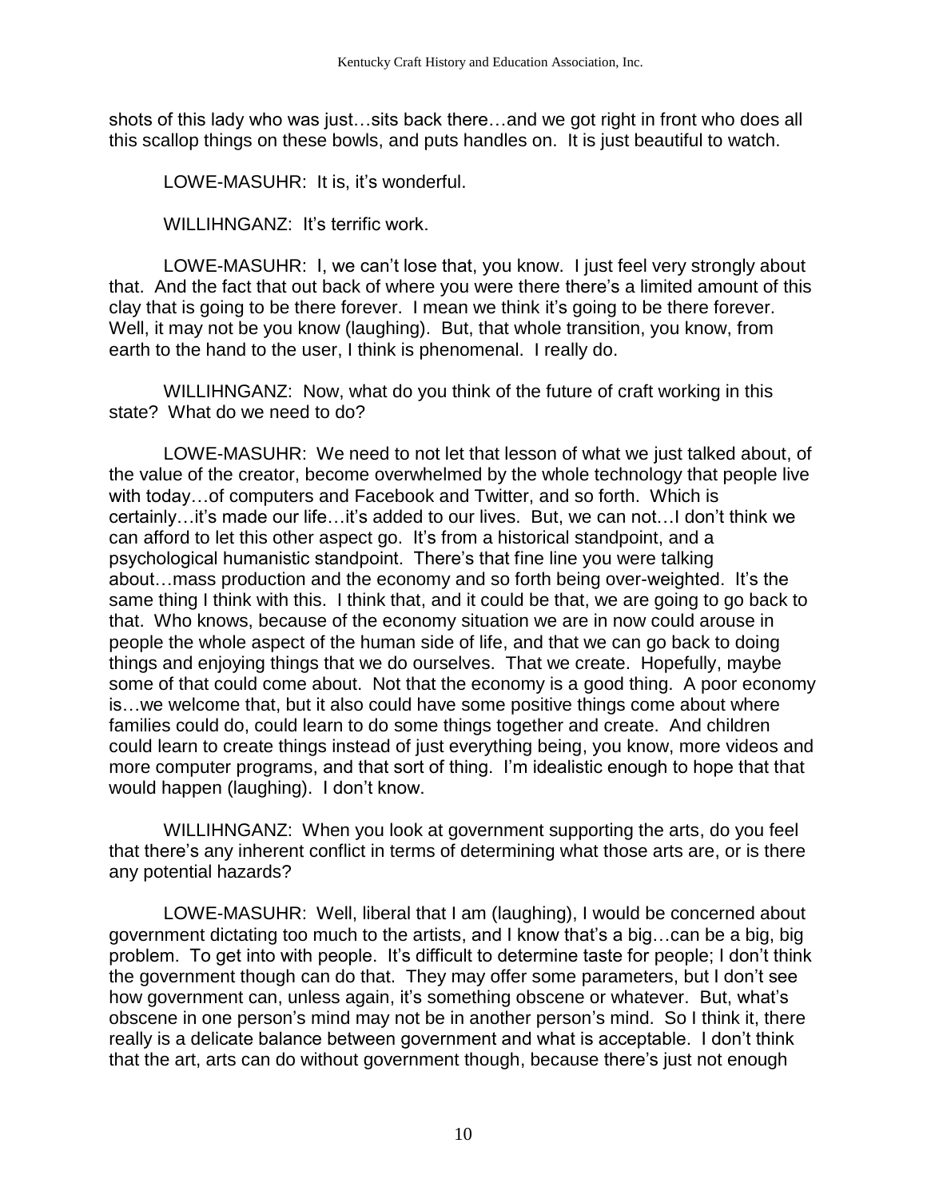shots of this lady who was just…sits back there…and we got right in front who does all this scallop things on these bowls, and puts handles on. It is just beautiful to watch.

LOWE-MASUHR: It is, it's wonderful.

WILLIHNGANZ: It's terrific work.

LOWE-MASUHR: I, we can't lose that, you know. I just feel very strongly about that. And the fact that out back of where you were there there's a limited amount of this clay that is going to be there forever. I mean we think it's going to be there forever. Well, it may not be you know (laughing). But, that whole transition, you know, from earth to the hand to the user, I think is phenomenal. I really do.

WILLIHNGANZ: Now, what do you think of the future of craft working in this state? What do we need to do?

LOWE-MASUHR: We need to not let that lesson of what we just talked about, of the value of the creator, become overwhelmed by the whole technology that people live with today…of computers and Facebook and Twitter, and so forth. Which is certainly…it's made our life…it's added to our lives. But, we can not…I don't think we can afford to let this other aspect go. It's from a historical standpoint, and a psychological humanistic standpoint. There's that fine line you were talking about…mass production and the economy and so forth being over-weighted. It's the same thing I think with this. I think that, and it could be that, we are going to go back to that. Who knows, because of the economy situation we are in now could arouse in people the whole aspect of the human side of life, and that we can go back to doing things and enjoying things that we do ourselves. That we create. Hopefully, maybe some of that could come about. Not that the economy is a good thing. A poor economy is…we welcome that, but it also could have some positive things come about where families could do, could learn to do some things together and create. And children could learn to create things instead of just everything being, you know, more videos and more computer programs, and that sort of thing. I'm idealistic enough to hope that that would happen (laughing). I don't know.

WILLIHNGANZ: When you look at government supporting the arts, do you feel that there's any inherent conflict in terms of determining what those arts are, or is there any potential hazards?

LOWE-MASUHR: Well, liberal that I am (laughing), I would be concerned about government dictating too much to the artists, and I know that's a big…can be a big, big problem. To get into with people. It's difficult to determine taste for people; I don't think the government though can do that. They may offer some parameters, but I don't see how government can, unless again, it's something obscene or whatever. But, what's obscene in one person's mind may not be in another person's mind. So I think it, there really is a delicate balance between government and what is acceptable. I don't think that the art, arts can do without government though, because there's just not enough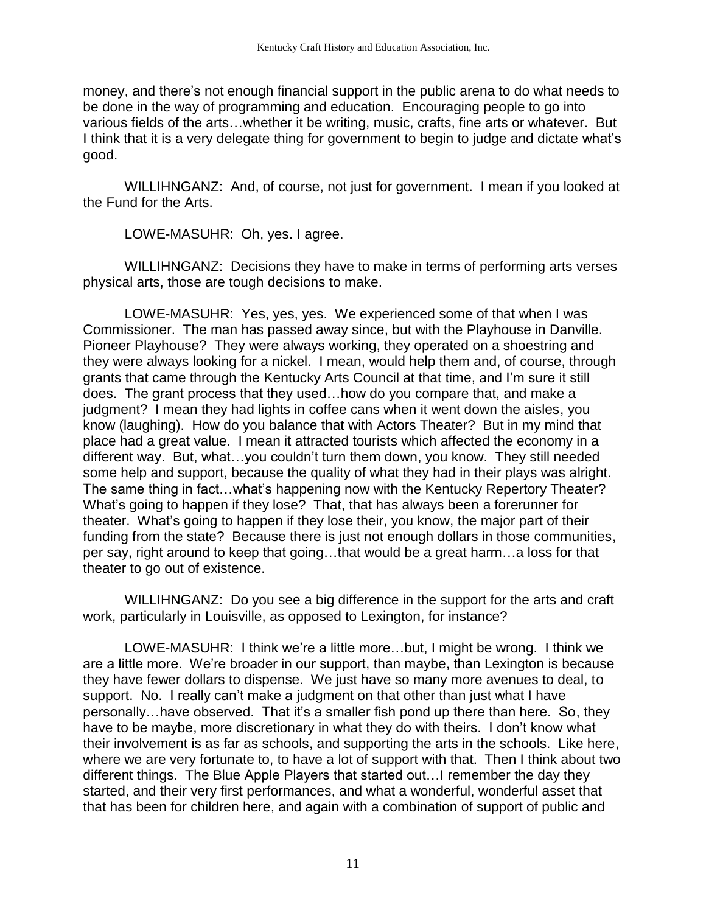money, and there's not enough financial support in the public arena to do what needs to be done in the way of programming and education. Encouraging people to go into various fields of the arts…whether it be writing, music, crafts, fine arts or whatever. But I think that it is a very delegate thing for government to begin to judge and dictate what's good.

WILLIHNGANZ: And, of course, not just for government. I mean if you looked at the Fund for the Arts.

LOWE-MASUHR: Oh, yes. I agree.

WILLIHNGANZ: Decisions they have to make in terms of performing arts verses physical arts, those are tough decisions to make.

LOWE-MASUHR: Yes, yes, yes. We experienced some of that when I was Commissioner. The man has passed away since, but with the Playhouse in Danville. Pioneer Playhouse? They were always working, they operated on a shoestring and they were always looking for a nickel. I mean, would help them and, of course, through grants that came through the Kentucky Arts Council at that time, and I'm sure it still does. The grant process that they used…how do you compare that, and make a judgment? I mean they had lights in coffee cans when it went down the aisles, you know (laughing). How do you balance that with Actors Theater? But in my mind that place had a great value. I mean it attracted tourists which affected the economy in a different way. But, what…you couldn't turn them down, you know. They still needed some help and support, because the quality of what they had in their plays was alright. The same thing in fact…what's happening now with the Kentucky Repertory Theater? What's going to happen if they lose? That, that has always been a forerunner for theater. What's going to happen if they lose their, you know, the major part of their funding from the state? Because there is just not enough dollars in those communities, per say, right around to keep that going…that would be a great harm…a loss for that theater to go out of existence.

WILLIHNGANZ: Do you see a big difference in the support for the arts and craft work, particularly in Louisville, as opposed to Lexington, for instance?

LOWE-MASUHR: I think we're a little more…but, I might be wrong. I think we are a little more. We're broader in our support, than maybe, than Lexington is because they have fewer dollars to dispense. We just have so many more avenues to deal, to support. No. I really can't make a judgment on that other than just what I have personally…have observed. That it's a smaller fish pond up there than here. So, they have to be maybe, more discretionary in what they do with theirs. I don't know what their involvement is as far as schools, and supporting the arts in the schools. Like here, where we are very fortunate to, to have a lot of support with that. Then I think about two different things. The Blue Apple Players that started out…I remember the day they started, and their very first performances, and what a wonderful, wonderful asset that that has been for children here, and again with a combination of support of public and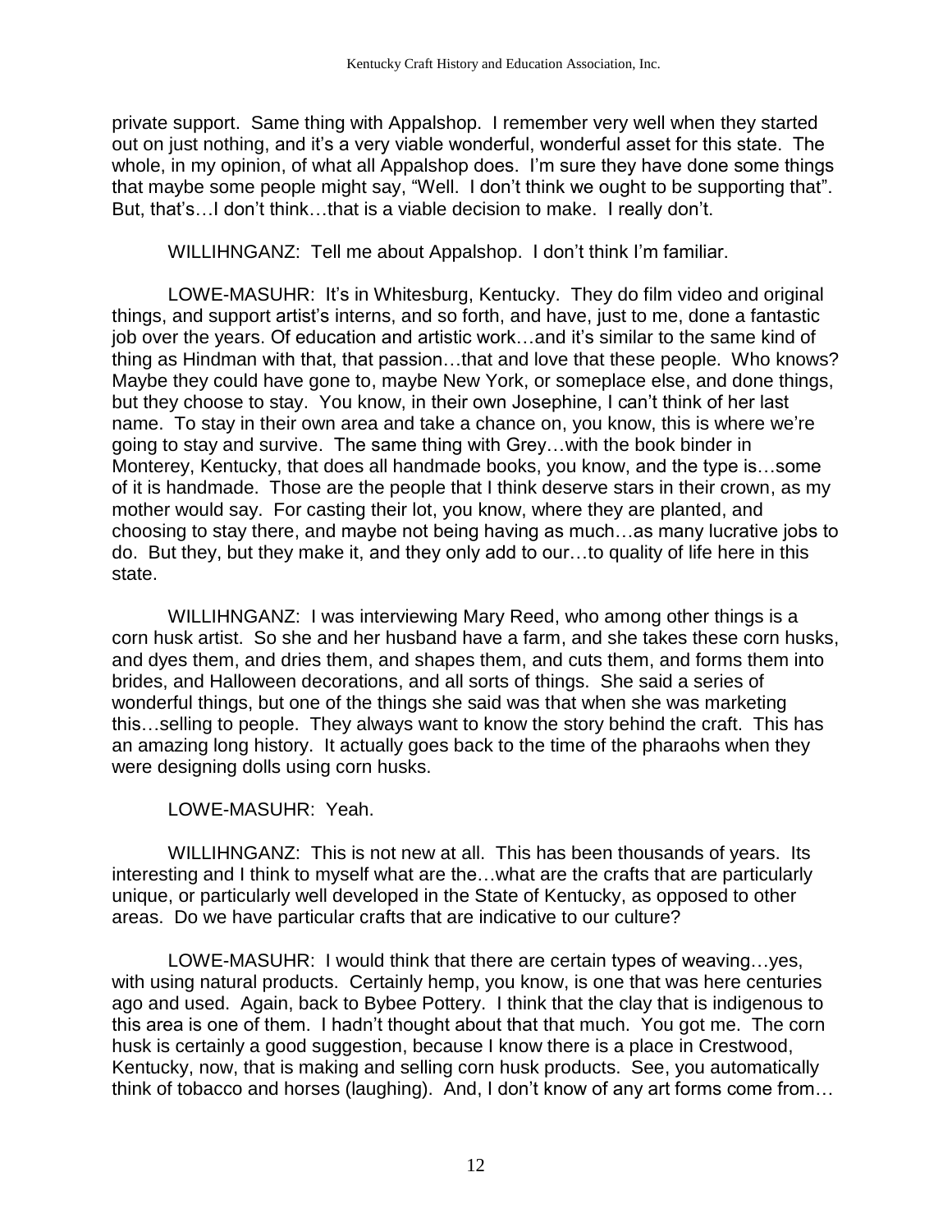private support. Same thing with Appalshop. I remember very well when they started out on just nothing, and it's a very viable wonderful, wonderful asset for this state. The whole, in my opinion, of what all Appalshop does. I'm sure they have done some things that maybe some people might say, "Well. I don't think we ought to be supporting that". But, that's…I don't think…that is a viable decision to make. I really don't.

WILLIHNGANZ: Tell me about Appalshop. I don't think I'm familiar.

LOWE-MASUHR: It's in Whitesburg, Kentucky. They do film video and original things, and support artist's interns, and so forth, and have, just to me, done a fantastic job over the years. Of education and artistic work…and it's similar to the same kind of thing as Hindman with that, that passion…that and love that these people. Who knows? Maybe they could have gone to, maybe New York, or someplace else, and done things, but they choose to stay. You know, in their own Josephine, I can't think of her last name. To stay in their own area and take a chance on, you know, this is where we're going to stay and survive. The same thing with Grey…with the book binder in Monterey, Kentucky, that does all handmade books, you know, and the type is…some of it is handmade. Those are the people that I think deserve stars in their crown, as my mother would say. For casting their lot, you know, where they are planted, and choosing to stay there, and maybe not being having as much…as many lucrative jobs to do. But they, but they make it, and they only add to our…to quality of life here in this state.

WILLIHNGANZ: I was interviewing Mary Reed, who among other things is a corn husk artist. So she and her husband have a farm, and she takes these corn husks, and dyes them, and dries them, and shapes them, and cuts them, and forms them into brides, and Halloween decorations, and all sorts of things. She said a series of wonderful things, but one of the things she said was that when she was marketing this…selling to people. They always want to know the story behind the craft. This has an amazing long history. It actually goes back to the time of the pharaohs when they were designing dolls using corn husks.

LOWE-MASUHR: Yeah.

WILLIHNGANZ: This is not new at all. This has been thousands of years. Its interesting and I think to myself what are the…what are the crafts that are particularly unique, or particularly well developed in the State of Kentucky, as opposed to other areas. Do we have particular crafts that are indicative to our culture?

LOWE-MASUHR: I would think that there are certain types of weaving…yes, with using natural products. Certainly hemp, you know, is one that was here centuries ago and used. Again, back to Bybee Pottery. I think that the clay that is indigenous to this area is one of them. I hadn't thought about that that much. You got me. The corn husk is certainly a good suggestion, because I know there is a place in Crestwood, Kentucky, now, that is making and selling corn husk products. See, you automatically think of tobacco and horses (laughing). And, I don't know of any art forms come from…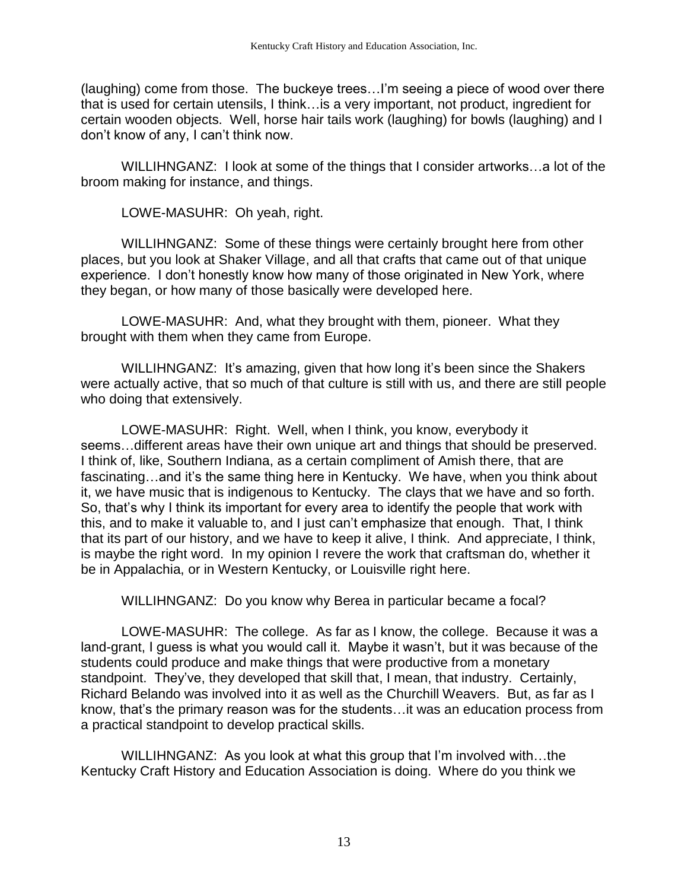(laughing) come from those. The buckeye trees…I'm seeing a piece of wood over there that is used for certain utensils, I think…is a very important, not product, ingredient for certain wooden objects. Well, horse hair tails work (laughing) for bowls (laughing) and I don't know of any, I can't think now.

WILLIHNGANZ: I look at some of the things that I consider artworks…a lot of the broom making for instance, and things.

LOWE-MASUHR: Oh yeah, right.

WILLIHNGANZ: Some of these things were certainly brought here from other places, but you look at Shaker Village, and all that crafts that came out of that unique experience. I don't honestly know how many of those originated in New York, where they began, or how many of those basically were developed here.

LOWE-MASUHR: And, what they brought with them, pioneer. What they brought with them when they came from Europe.

WILLIHNGANZ: It's amazing, given that how long it's been since the Shakers were actually active, that so much of that culture is still with us, and there are still people who doing that extensively.

LOWE-MASUHR: Right. Well, when I think, you know, everybody it seems…different areas have their own unique art and things that should be preserved. I think of, like, Southern Indiana, as a certain compliment of Amish there, that are fascinating…and it's the same thing here in Kentucky. We have, when you think about it, we have music that is indigenous to Kentucky. The clays that we have and so forth. So, that's why I think its important for every area to identify the people that work with this, and to make it valuable to, and I just can't emphasize that enough. That, I think that its part of our history, and we have to keep it alive, I think. And appreciate, I think, is maybe the right word. In my opinion I revere the work that craftsman do, whether it be in Appalachia, or in Western Kentucky, or Louisville right here.

WILLIHNGANZ: Do you know why Berea in particular became a focal?

LOWE-MASUHR: The college. As far as I know, the college. Because it was a land-grant, I guess is what you would call it. Maybe it wasn't, but it was because of the students could produce and make things that were productive from a monetary standpoint. They've, they developed that skill that, I mean, that industry. Certainly, Richard Belando was involved into it as well as the Churchill Weavers. But, as far as I know, that's the primary reason was for the students…it was an education process from a practical standpoint to develop practical skills.

WILLIHNGANZ: As you look at what this group that I'm involved with…the Kentucky Craft History and Education Association is doing. Where do you think we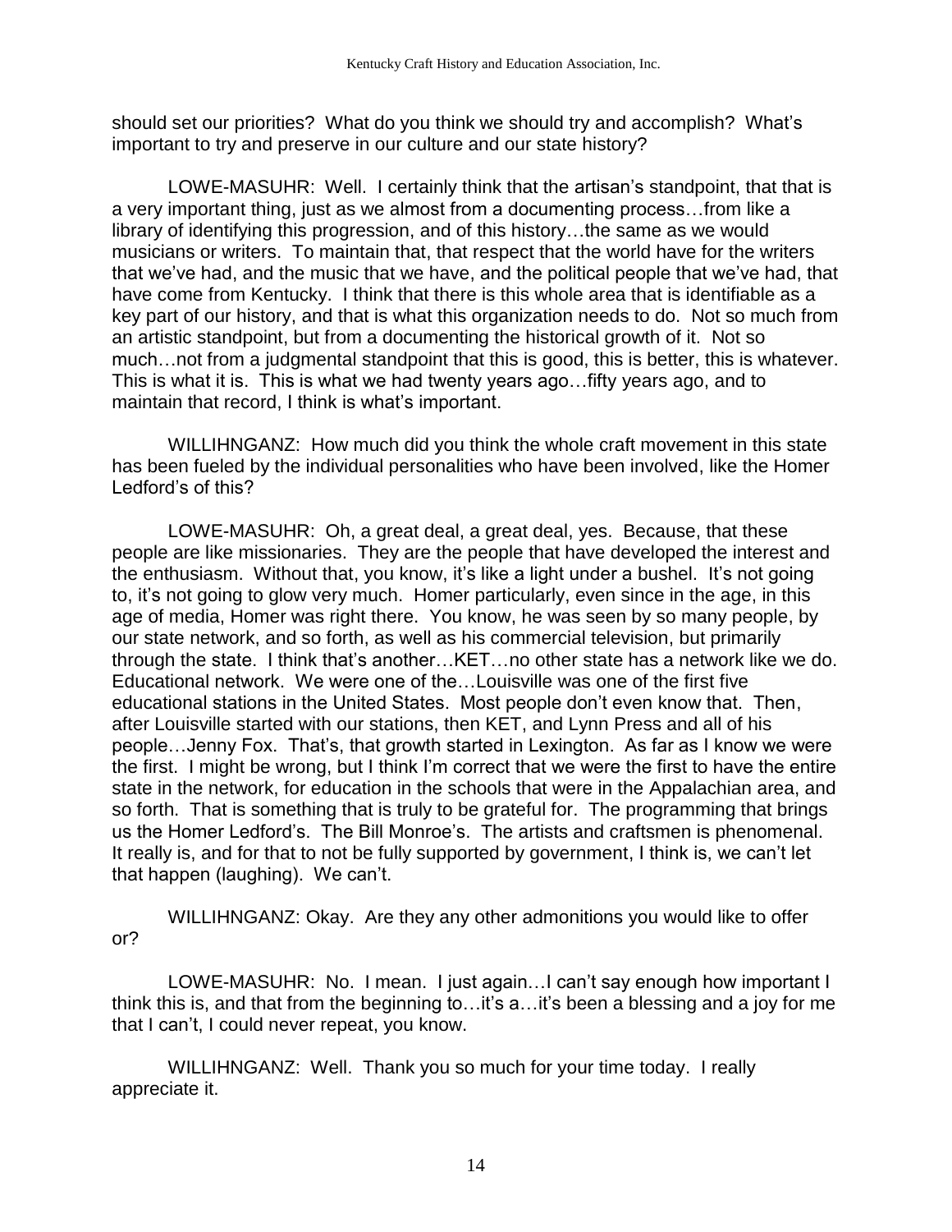should set our priorities? What do you think we should try and accomplish? What's important to try and preserve in our culture and our state history?

LOWE-MASUHR: Well. I certainly think that the artisan's standpoint, that that is a very important thing, just as we almost from a documenting process…from like a library of identifying this progression, and of this history…the same as we would musicians or writers. To maintain that, that respect that the world have for the writers that we've had, and the music that we have, and the political people that we've had, that have come from Kentucky. I think that there is this whole area that is identifiable as a key part of our history, and that is what this organization needs to do. Not so much from an artistic standpoint, but from a documenting the historical growth of it. Not so much…not from a judgmental standpoint that this is good, this is better, this is whatever. This is what it is. This is what we had twenty years ago…fifty years ago, and to maintain that record, I think is what's important.

WILLIHNGANZ: How much did you think the whole craft movement in this state has been fueled by the individual personalities who have been involved, like the Homer Ledford's of this?

LOWE-MASUHR: Oh, a great deal, a great deal, yes. Because, that these people are like missionaries. They are the people that have developed the interest and the enthusiasm. Without that, you know, it's like a light under a bushel. It's not going to, it's not going to glow very much. Homer particularly, even since in the age, in this age of media, Homer was right there. You know, he was seen by so many people, by our state network, and so forth, as well as his commercial television, but primarily through the state. I think that's another…KET…no other state has a network like we do. Educational network. We were one of the…Louisville was one of the first five educational stations in the United States. Most people don't even know that. Then, after Louisville started with our stations, then KET, and Lynn Press and all of his people…Jenny Fox. That's, that growth started in Lexington. As far as I know we were the first. I might be wrong, but I think I'm correct that we were the first to have the entire state in the network, for education in the schools that were in the Appalachian area, and so forth. That is something that is truly to be grateful for. The programming that brings us the Homer Ledford's. The Bill Monroe's. The artists and craftsmen is phenomenal. It really is, and for that to not be fully supported by government, I think is, we can't let that happen (laughing). We can't.

WILLIHNGANZ: Okay. Are they any other admonitions you would like to offer or?

LOWE-MASUHR: No. I mean. I just again…I can't say enough how important I think this is, and that from the beginning to…it's a…it's been a blessing and a joy for me that I can't, I could never repeat, you know.

WILLIHNGANZ: Well. Thank you so much for your time today. I really appreciate it.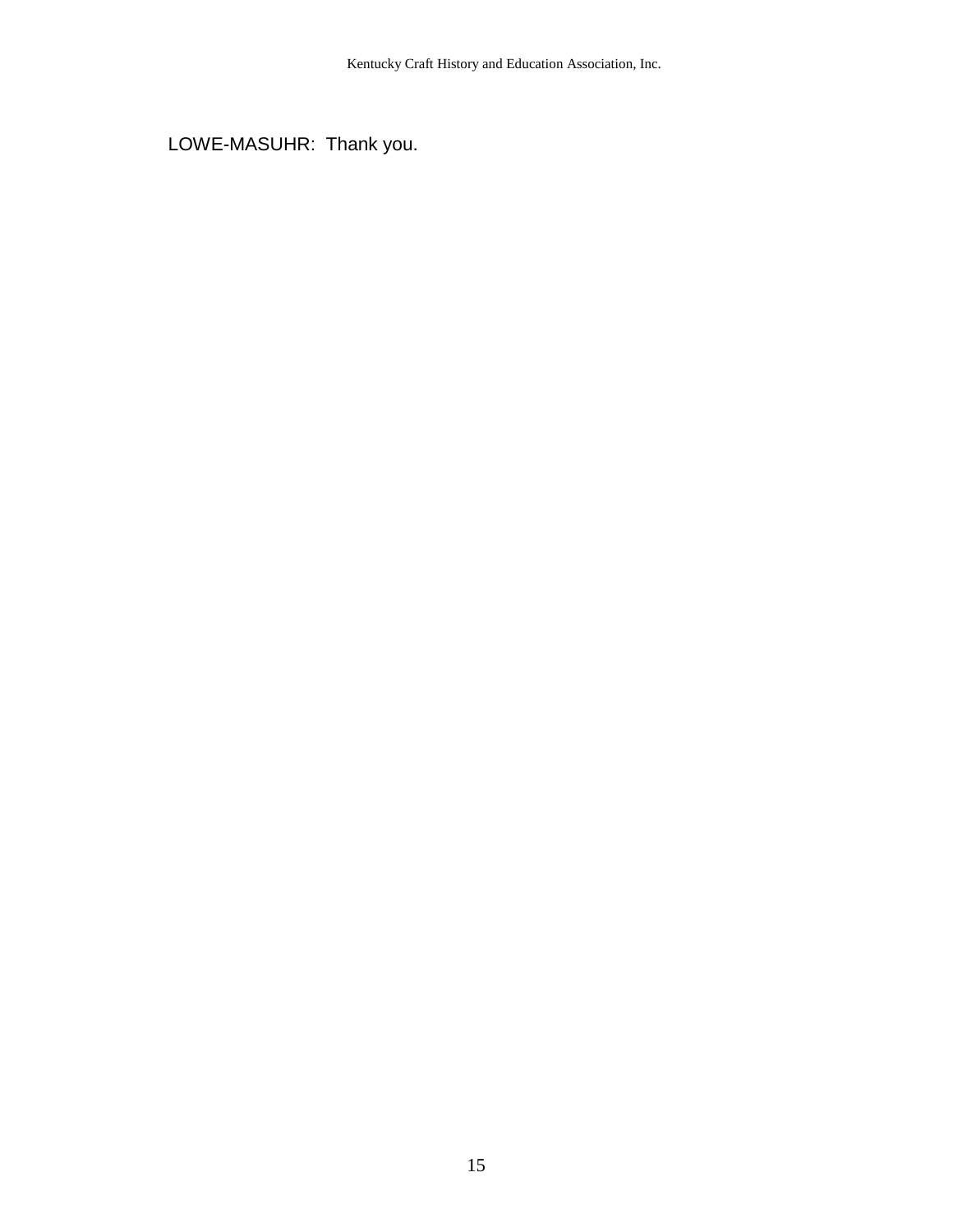LOWE-MASUHR:  Thank you.